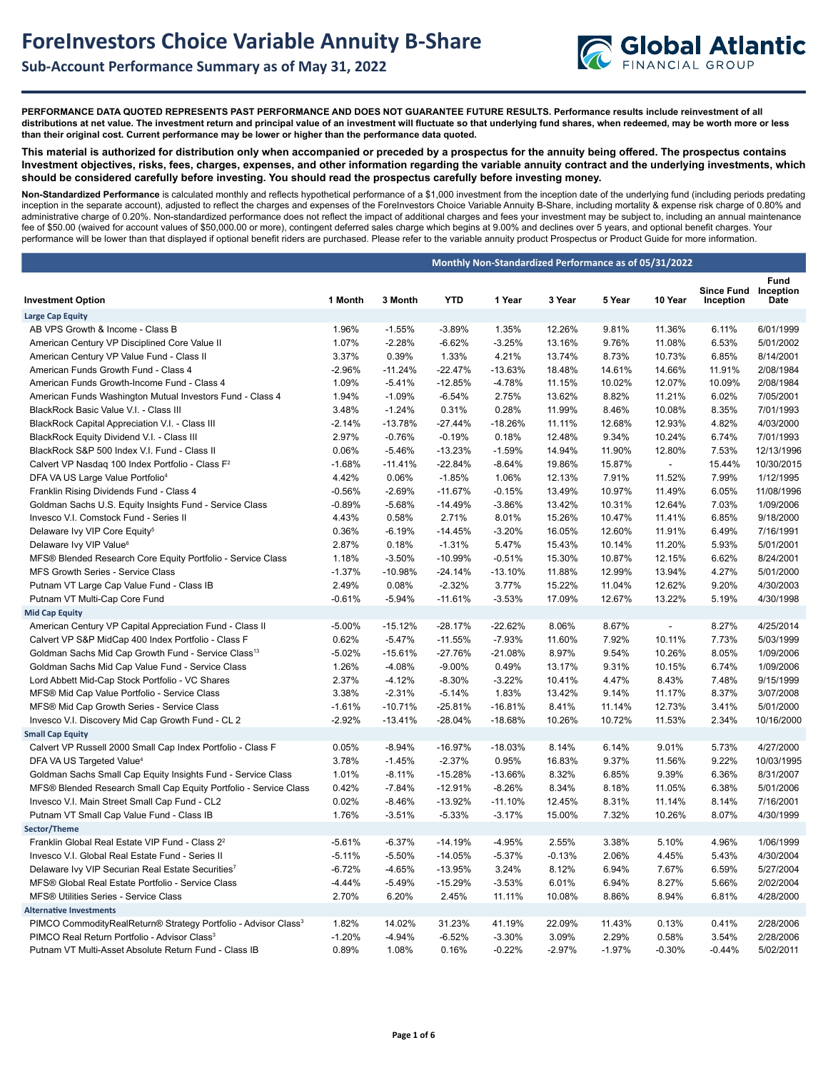# ForeInvestors Choice Variable Annuity B-Share

## Sub-Account Performance Summary as of May 31, 2022

Global Atlantic FINANCIAL GROUP

**PERFORMANCE DATA QUOTED REPRESENTS PAST PERFORMANCE AND DOES NOT GUARANTEE FUTURE RESULTS. Performance results include reinvestment of all distributions at net value. The investment return and principal value of an investment will fluctuate so that underlying fund shares, when redeemed, may be worth more or less than their original cost. Current performance may be lower or higher than the performance data quoted.**

**This material is authorized for distribution only when accompanied or preceded by a prospectus for the annuity being offered. The prospectus contains Investment objectives, risks, fees, charges, expenses, and other information regarding the variable annuity contract and the underlying investments, which should be considered carefully before investing. You should read the prospectus carefully before investing money.**

**Non-Standardized Performance** is calculated monthly and reflects hypothetical performance of a $1,000 investment from the inception date of the underlying fund (including periods predating inception in the separate account), adjusted to reflect the charges and expenses of the ForeInvestors Choice Variable Annuity B-Share, including mortality & expense risk charge of 0.80% and administrative charge of 0.20%. Non-standardized performance does not reflect the impact of additional charges and fees your investment may be subject to, including an annual maintenance fee of $50.00 (waived for account values of $50,000.00 or more), contingent deferred sales charge which begins at 9.00% and declines over 5 years, and optional benefit charges. Your performance will be lower than that displayed if optional benefit riders are purchased. Please refer to the variable annuity product Prospectus or Product Guide for more information.

| | Monthly Non-Standardized Performance as of 05/31/2022 | | | | | | | | |
|---|---|---|---|---|---|---|---|---|---|
| **Investment Option** | **1 Month** | **3 Month** | **YTD** | **1 Year** | **3 Year** | **5 Year** | **10 Year** | **Since Fund Inception** | **Fund Inception Date** |
| **Large Cap Equity** | | | | | | | | | |
| AB VPS Growth & Income - Class B | 1.96% | -1.55% | -3.89% | 1.35% | 12.26% | 9.81% | 11.36% | 6.11% | 6/01/1999 |
| American Century VP Disciplined Core Value II | 1.07% | -2.28% | -6.62% | -3.25% | 13.16% | 9.76% | 11.08% | 6.53% | 5/01/2002 |
| American Century VP Value Fund - Class II | 3.37% | 0.39% | 1.33% | 4.21% | 13.74% | 8.73% | 10.73% | 6.85% | 8/14/2001 |
| American Funds Growth Fund - Class 4 | -2.96% | -11.24% | -22.47% | -13.63% | 18.48% | 14.61% | 14.66% | 11.91% | 2/08/1984 |
| American Funds Growth-Income Fund - Class 4 | 1.09% | -5.41% | -12.85% | -4.78% | 11.15% | 10.02% | 12.07% | 10.09% | 2/08/1984 |
| American Funds Washington Mutual Investors Fund - Class 4 | 1.94% | -1.09% | -6.54% | 2.75% | 13.62% | 8.82% | 11.21% | 6.02% | 7/05/2001 |
| BlackRock Basic Value V.I. - Class III | 3.48% | -1.24% | 0.31% | 0.28% | 11.99% | 8.46% | 10.08% | 8.35% | 7/01/1993 |
| BlackRock Capital Appreciation V.I. - Class III | -2.14% | -13.78% | -27.44% | -18.26% | 11.11% | 12.68% | 12.93% | 4.82% | 4/03/2000 |
| BlackRock Equity Dividend V.I. - Class III | 2.97% | -0.76% | -0.19% | 0.18% | 12.48% | 9.34% | 10.24% | 6.74% | 7/01/1993 |
| BlackRock S&P 500 Index V.I. Fund - Class II | 0.06% | -5.46% | -13.23% | -1.59% | 14.94% | 11.90% | 12.80% | 7.53% | 12/13/1996 |
| Calvert VP Nasdaq 100 Index Portfolio - Class F[2] | -1.68% | -11.41% | -22.84% | -8.64% | 19.86% | 15.87% | - | 15.44% | 10/30/2015 |
| DFA VA US Large Value Portfolio[4] | 4.42% | 0.06% | -1.85% | 1.06% | 12.13% | 7.91% | 11.52% | 7.99% | 1/12/1995 |
| Franklin Rising Dividends Fund - Class 4 | -0.56% | -2.69% | -11.67% | -0.15% | 13.49% | 10.97% | 11.49% | 6.05% | 11/08/1996 |
| Goldman Sachs U.S. Equity Insights Fund - Service Class | -0.89% | -5.68% | -14.49% | -3.86% | 13.42% | 10.31% | 12.64% | 7.03% | 1/09/2006 |
| Invesco V.I. Comstock Fund - Series II | 4.43% | 0.58% | 2.71% | 8.01% | 15.26% | 10.47% | 11.41% | 6.85% | 9/18/2000 |
| Delaware Ivy VIP Core Equity[5] | 0.36% | -6.19% | -14.45% | -3.20% | 16.05% | 12.60% | 11.91% | 6.49% | 7/16/1991 |
| Delaware Ivy VIP Value[6] | 2.87% | 0.18% | -1.31% | 5.47% | 15.43% | 10.14% | 11.20% | 5.93% | 5/01/2001 |
| MFS® Blended Research Core Equity Portfolio - Service Class | 1.18% | -3.50% | -10.99% | -0.51% | 15.30% | 10.87% | 12.15% | 6.62% | 8/24/2001 |
| MFS Growth Series - Service Class | -1.37% | -10.98% | -24.14% | -13.10% | 11.88% | 12.99% | 13.94% | 4.27% | 5/01/2000 |
| Putnam VT Large Cap Value Fund - Class IB | 2.49% | 0.08% | -2.32% | 3.77% | 15.22% | 11.04% | 12.62% | 9.20% | 4/30/2003 |
| Putnam VT Multi-Cap Core Fund | -0.61% | -5.94% | -11.61% | -3.53% | 17.09% | 12.67% | 13.22% | 5.19% | 4/30/1998 |
| **Mid Cap Equity** | | | | | | | | | |
| American Century VP Capital Appreciation Fund - Class II | -5.00% | -15.12% | -28.17% | -22.62% | 8.06% | 8.67% | - | 8.27% | 4/25/2014 |
| Calvert VP S&P MidCap 400 Index Portfolio - Class F | 0.62% | -5.47% | -11.55% | -7.93% | 11.60% | 7.92% | 10.11% | 7.73% | 5/03/1999 |
| Goldman Sachs Mid Cap Growth Fund - Service Class[13] | -5.02% | -15.61% | -27.76% | -21.08% | 8.97% | 9.54% | 10.26% | 8.05% | 1/09/2006 |
| Goldman Sachs Mid Cap Value Fund - Service Class | 1.26% | -4.08% | -9.00% | 0.49% | 13.17% | 9.31% | 10.15% | 6.74% | 1/09/2006 |
| Lord Abbett Mid-Cap Stock Portfolio - VC Shares | 2.37% | -4.12% | -8.30% | -3.22% | 10.41% | 4.47% | 8.43% | 7.48% | 9/15/1999 |
| MFS® Mid Cap Value Portfolio - Service Class | 3.38% | -2.31% | -5.14% | 1.83% | 13.42% | 9.14% | 11.17% | 8.37% | 3/07/2008 |
| MFS® Mid Cap Growth Series - Service Class | -1.61% | -10.71% | -25.81% | -16.81% | 8.41% | 11.14% | 12.73% | 3.41% | 5/01/2000 |
| Invesco V.I. Discovery Mid Cap Growth Fund - CL 2 | -2.92% | -13.41% | -28.04% | -18.68% | 10.26% | 10.72% | 11.53% | 2.34% | 10/16/2000 |
| **Small Cap Equity** | | | | | | | | | |
| Calvert VP Russell 2000 Small Cap Index Portfolio - Class F | 0.05% | -8.94% | -16.97% | -18.03% | 8.14% | 6.14% | 9.01% | 5.73% | 4/27/2000 |
| DFA VA US Targeted Value[4] | 3.78% | -1.45% | -2.37% | 0.95% | 16.83% | 9.37% | 11.56% | 9.22% | 10/03/1995 |
| Goldman Sachs Small Cap Equity Insights Fund - Service Class | 1.01% | -8.11% | -15.28% | -13.66% | 8.32% | 6.85% | 9.39% | 6.36% | 8/31/2007 |
| MFS® Blended Research Small Cap Equity Portfolio - Service Class | 0.42% | -7.84% | -12.91% | -8.26% | 8.34% | 8.18% | 11.05% | 6.38% | 5/01/2006 |
| Invesco V.I. Main Street Small Cap Fund - CL2 | 0.02% | -8.46% | -13.92% | -11.10% | 12.45% | 8.31% | 11.14% | 8.14% | 7/16/2001 |
| Putnam VT Small Cap Value Fund - Class IB | 1.76% | -3.51% | -5.33% | -3.17% | 15.00% | 7.32% | 10.26% | 8.07% | 4/30/1999 |
| **Sector/Theme** | | | | | | | | | |
| Franklin Global Real Estate VIP Fund - Class 2[2] | -5.61% | -6.37% | -14.19% | -4.95% | 2.55% | 3.38% | 5.10% | 4.96% | 1/06/1999 |
| Invesco V.I. Global Real Estate Fund - Series II | -5.11% | -5.50% | -14.05% | -5.37% | -0.13% | 2.06% | 4.45% | 5.43% | 4/30/2004 |
| Delaware Ivy VIP Securian Real Estate Securities[7] | -6.72% | -4.65% | -13.95% | 3.24% | 8.12% | 6.94% | 7.67% | 6.59% | 5/27/2004 |
| MFS® Global Real Estate Portfolio - Service Class | -4.44% | -5.49% | -15.29% | -3.53% | 6.01% | 6.94% | 8.27% | 5.66% | 2/02/2004 |
| MFS® Utilities Series - Service Class | 2.70% | 6.20% | 2.45% | 11.11% | 10.08% | 8.86% | 8.94% | 6.81% | 4/28/2000 |
| **Alternative Investments** | | | | | | | | | |
| PIMCO CommodityRealReturn® Strategy Portfolio - Advisor Class[3] | 1.82% | 14.02% | 31.23% | 41.19% | 22.09% | 11.43% | 0.13% | 0.41% | 2/28/2006 |
| PIMCO Real Return Portfolio - Advisor Class[3] | -1.20% | -4.94% | -6.52% | -3.30% | 3.09% | 2.29% | 0.58% | 3.54% | 2/28/2006 |
| Putnam VT Multi-Asset Absolute Return Fund - Class IB | 0.89% | 1.08% | 0.16% | -0.22% | -2.97% | -1.97% | -0.30% | -0.44% | 5/02/2011 |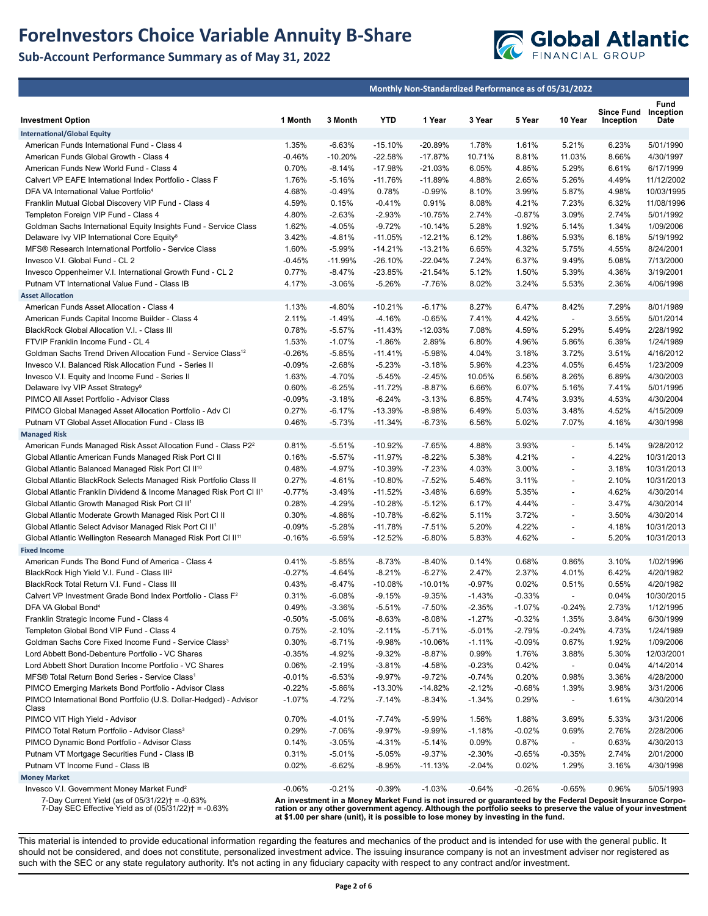# ForeInvestors Choice Variable Annuity B-Share

## Sub-Account Performance Summary as of May 31, 2022

| | Monthly Non-Standardized Performance as of 05/31/2022 | | | | | | | | |
|---|---|---|---|---|---|---|---|---|---|
| **Investment Option** | **1 Month** | **3 Month** | **YTD** | **1 Year** | **3 Year** | **5 Year** | **10 Year** | **Since Fund Inception** | **Fund Inception Date** |
| **International/Global Equity** | | | | | | | | | |
| American Funds International Fund - Class 4 | 1.35% | -6.63% | -15.10% | -20.89% | 1.78% | 1.61% | 5.21% | 6.23% | 5/01/1990 |
| American Funds Global Growth - Class 4 | -0.46% | -10.20% | -22.58% | -17.87% | 10.71% | 8.81% | 11.03% | 8.66% | 4/30/1997 |
| American Funds New World Fund - Class 4 | 0.70% | -8.14% | -17.98% | -21.03% | 6.05% | 4.85% | 5.29% | 6.61% | 6/17/1999 |
| Calvert VP EAFE International Index Portfolio - Class F | 1.76% | -5.16% | -11.76% | -11.89% | 4.88% | 2.65% | 5.26% | 4.49% | 11/12/2002 |
| DFA VA International Value Portfolio[4] | 4.68% | -0.49% | 0.78% | -0.99% | 8.10% | 3.99% | 5.87% | 4.98% | 10/03/1995 |
| Franklin Mutual Global Discovery VIP Fund - Class 4 | 4.59% | 0.15% | -0.41% | 0.91% | 8.08% | 4.21% | 7.23% | 6.32% | 11/08/1996 |
| Templeton Foreign VIP Fund - Class 4 | 4.80% | -2.63% | -2.93% | -10.75% | 2.74% | -0.87% | 3.09% | 2.74% | 5/01/1992 |
| Goldman Sachs International Equity Insights Fund - Service Class | 1.62% | -4.05% | -9.72% | -10.14% | 5.28% | 1.92% | 5.14% | 1.34% | 1/09/2006 |
| Delaware Ivy VIP International Core Equity[8] | 3.42% | -4.81% | -11.05% | -12.21% | 6.12% | 1.86% | 5.93% | 6.18% | 5/19/1992 |
| MFS® Research International Portfolio - Service Class | 1.60% | -5.99% | -14.21% | -13.21% | 6.65% | 4.32% | 5.75% | 4.55% | 8/24/2001 |
| Invesco V.I. Global Fund - CL 2 | -0.45% | -11.99% | -26.10% | -22.04% | 7.24% | 6.37% | 9.49% | 5.08% | 7/13/2000 |
| Invesco Oppenheimer V.I. International Growth Fund - CL 2 | 0.77% | -8.47% | -23.85% | -21.54% | 5.12% | 1.50% | 5.39% | 4.36% | 3/19/2001 |
| Putnam VT International Value Fund - Class IB | 4.17% | -3.06% | -5.26% | -7.76% | 8.02% | 3.24% | 5.53% | 2.36% | 4/06/1998 |
| **Asset Allocation** | | | | | | | | | |
| American Funds Asset Allocation - Class 4 | 1.13% | -4.80% | -10.21% | -6.17% | 8.27% | 6.47% | 8.42% | 7.29% | 8/01/1989 |
| American Funds Capital Income Builder - Class 4 | 2.11% | -1.49% | -4.16% | -0.65% | 7.41% | 4.42% | - | 3.55% | 5/01/2014 |
| BlackRock Global Allocation V.I. - Class III | 0.78% | -5.57% | -11.43% | -12.03% | 7.08% | 4.59% | 5.29% | 5.49% | 2/28/1992 |
| FTVIP Franklin Income Fund - CL 4 | 1.53% | -1.07% | -1.86% | 2.89% | 6.80% | 4.96% | 5.86% | 6.39% | 1/24/1989 |
| Goldman Sachs Trend Driven Allocation Fund - Service Class[12] | -0.26% | -5.85% | -11.41% | -5.98% | 4.04% | 3.18% | 3.72% | 3.51% | 4/16/2012 |
| Invesco V.I. Balanced Risk Allocation Fund - Series II | -0.09% | -2.68% | -5.23% | -3.18% | 5.96% | 4.23% | 4.05% | 6.45% | 1/23/2009 |
| Invesco V.I. Equity and Income Fund - Series II | 1.63% | -4.70% | -5.45% | -2.45% | 10.05% | 6.56% | 8.26% | 6.89% | 4/30/2003 |
| Delaware Ivy VIP Asset Strategy[9] | 0.60% | -6.25% | -11.72% | -8.87% | 6.66% | 6.07% | 5.16% | 7.41% | 5/01/1995 |
| PIMCO All Asset Portfolio - Advisor Class | -0.09% | -3.18% | -6.24% | -3.13% | 6.85% | 4.74% | 3.93% | 4.53% | 4/30/2004 |
| PIMCO Global Managed Asset Allocation Portfolio - Adv Cl | 0.27% | -6.17% | -13.39% | -8.98% | 6.49% | 5.03% | 3.48% | 4.52% | 4/15/2009 |
| Putnam VT Global Asset Allocation Fund - Class IB | 0.46% | -5.73% | -11.34% | -6.73% | 6.56% | 5.02% | 7.07% | 4.16% | 4/30/1998 |
| **Managed Risk** | | | | | | | | | |
| American Funds Managed Risk Asset Allocation Fund - Class P2[2] | 0.81% | -5.51% | -10.92% | -7.65% | 4.88% | 3.93% | - | 5.14% | 9/28/2012 |
| Global Atlantic American Funds Managed Risk Port Cl II | 0.16% | -5.57% | -11.97% | -8.22% | 5.38% | 4.21% | - | 4.22% | 10/31/2013 |
| Global Atlantic Balanced Managed Risk Port Cl II[10] | 0.48% | -4.97% | -10.39% | -7.23% | 4.03% | 3.00% | - | 3.18% | 10/31/2013 |
| Global Atlantic BlackRock Selects Managed Risk Portfolio Class II | 0.27% | -4.61% | -10.80% | -7.52% | 5.46% | 3.11% | - | 2.10% | 10/31/2013 |
| Global Atlantic Franklin Dividend & Income Managed Risk Port Cl II[1] | -0.77% | -3.49% | -11.52% | -3.48% | 6.69% | 5.35% | - | 4.62% | 4/30/2014 |
| Global Atlantic Growth Managed Risk Port Cl II[1] | 0.28% | -4.29% | -10.28% | -5.12% | 6.17% | 4.44% | - | 3.47% | 4/30/2014 |
| Global Atlantic Moderate Growth Managed Risk Port Cl II | 0.30% | -4.86% | -10.78% | -6.62% | 5.11% | 3.72% | - | 3.50% | 4/30/2014 |
| Global Atlantic Select Advisor Managed Risk Port Cl II[1] | -0.09% | -5.28% | -11.78% | -7.51% | 5.20% | 4.22% | - | 4.18% | 10/31/2013 |
| Global Atlantic Wellington Research Managed Risk Port Cl II[11] | -0.16% | -6.59% | -12.52% | -6.80% | 5.83% | 4.62% | - | 5.20% | 10/31/2013 |
| **Fixed Income** | | | | | | | | | |
| American Funds The Bond Fund of America - Class 4 | 0.41% | -5.85% | -8.73% | -8.40% | 0.14% | 0.68% | 0.86% | 3.10% | 1/02/1996 |
| BlackRock High Yield V.I. Fund - Class III[2] | -0.27% | -4.64% | -8.21% | -6.27% | 2.47% | 2.37% | 4.01% | 6.42% | 4/20/1982 |
| BlackRock Total Return V.I. Fund - Class III | 0.43% | -6.47% | -10.08% | -10.01% | -0.97% | 0.02% | 0.51% | 0.55% | 4/20/1982 |
| Calvert VP Investment Grade Bond Index Portfolio - Class F[2] | 0.31% | -6.08% | -9.15% | -9.35% | -1.43% | -0.33% | - | 0.04% | 10/30/2015 |
| DFA VA Global Bond[4] | 0.49% | -3.36% | -5.51% | -7.50% | -2.35% | -1.07% | -0.24% | 2.73% | 1/12/1995 |
| Franklin Strategic Income Fund - Class 4 | -0.50% | -5.06% | -8.63% | -8.08% | -1.27% | -0.32% | 1.35% | 3.84% | 6/30/1999 |
| Templeton Global Bond VIP Fund - Class 4 | 0.75% | -2.10% | -2.11% | -5.71% | -5.01% | -2.79% | -0.24% | 4.73% | 1/24/1989 |
| Goldman Sachs Core Fixed Income Fund - Service Class[3] | 0.30% | -6.71% | -9.98% | -10.06% | -1.11% | -0.09% | 0.67% | 1.92% | 1/09/2006 |
| Lord Abbett Bond-Debenture Portfolio - VC Shares | -0.35% | -4.92% | -9.32% | -8.87% | 0.99% | 1.76% | 3.88% | 5.30% | 12/03/2001 |
| Lord Abbett Short Duration Income Portfolio - VC Shares | 0.06% | -2.19% | -3.81% | -4.58% | -0.23% | 0.42% | - | 0.04% | 4/14/2014 |
| MFS® Total Return Bond Series - Service Class[1] | -0.01% | -6.53% | -9.97% | -9.72% | -0.74% | 0.20% | 0.98% | 3.36% | 4/28/2000 |
| PIMCO Emerging Markets Bond Portfolio - Advisor Class | -0.22% | -5.86% | -13.30% | -14.82% | -2.12% | -0.68% | 1.39% | 3.98% | 3/31/2006 |
| PIMCO International Bond Portfolio (U.S. Dollar-Hedged) - Advisor Class | -1.07% | -4.72% | -7.14% | -8.34% | -1.34% | 0.29% | - | 1.61% | 4/30/2014 |
| PIMCO VIT High Yield - Advisor | 0.70% | -4.01% | -7.74% | -5.99% | 1.56% | 1.88% | 3.69% | 5.33% | 3/31/2006 |
| PIMCO Total Return Portfolio - Advisor Class[3] | 0.29% | -7.06% | -9.97% | -9.99% | -1.18% | -0.02% | 0.69% | 2.76% | 2/28/2006 |
| PIMCO Dynamic Bond Portfolio - Advisor Class | 0.14% | -3.05% | -4.31% | -5.14% | 0.09% | 0.87% | - | 0.63% | 4/30/2013 |
| Putnam VT Mortgage Securities Fund - Class IB | 0.31% | -5.01% | -5.05% | -9.37% | -2.30% | -0.65% | -0.35% | 2.74% | 2/01/2000 |
| Putnam VT Income Fund - Class IB | 0.02% | -6.62% | -8.95% | -11.13% | -2.04% | 0.02% | 1.29% | 3.16% | 4/30/1998 |
| **Money Market** | | | | | | | | | |
| Invesco V.I. Government Money Market Fund[2] | -0.06% | -0.21% | -0.39% | -1.03% | -0.64% | -0.26% | -0.65% | 0.96% | 5/05/1993 |

7-Day Current Yield (as of 05/31/22)† = -0.63%
7-Day SEC Effective Yield as of (05/31/22)† = -0.63%

**An investment in a Money Market Fund is not insured or guaranteed by the Federal Deposit Insurance Corporation or any other government agency. Although the portfolio seeks to preserve the value of your investment at $1.00 per share (unit), it is possible to lose money by investing in the fund.**

This material is intended to provide educational information regarding the features and mechanics of the product and is intended for use with the general public. It should not be considered, and does not constitute, personalized investment advice. The issuing insurance company is not an investment adviser nor registered as such with the SEC or any state regulatory authority. It's not acting in any fiduciary capacity with respect to any contract and/or investment.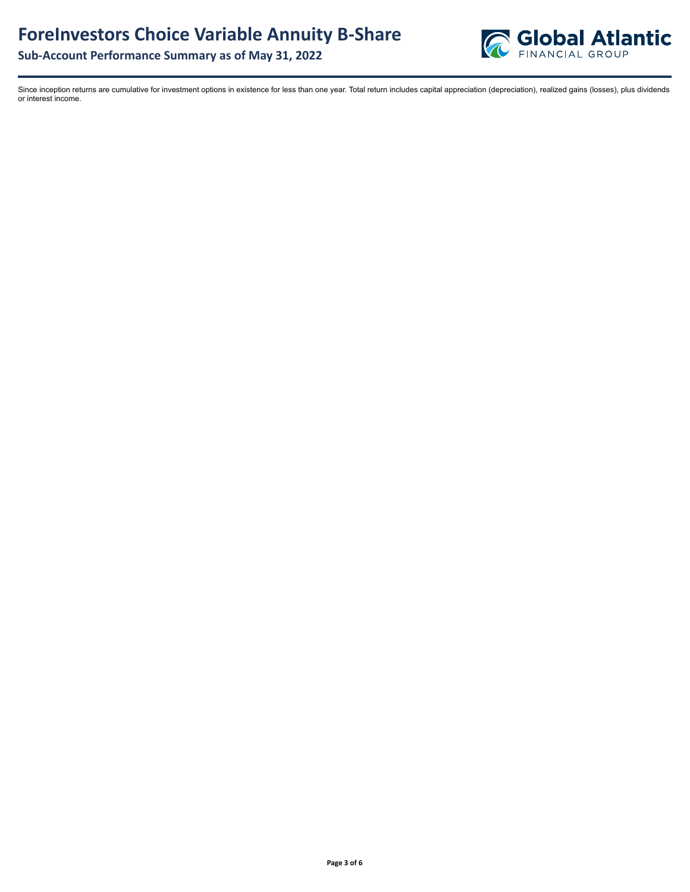Since inception returns are cumulative for investment options in existence for less than one year. Total return includes capital appreciation (depreciation), realized gains (losses), plus dividends or interest income.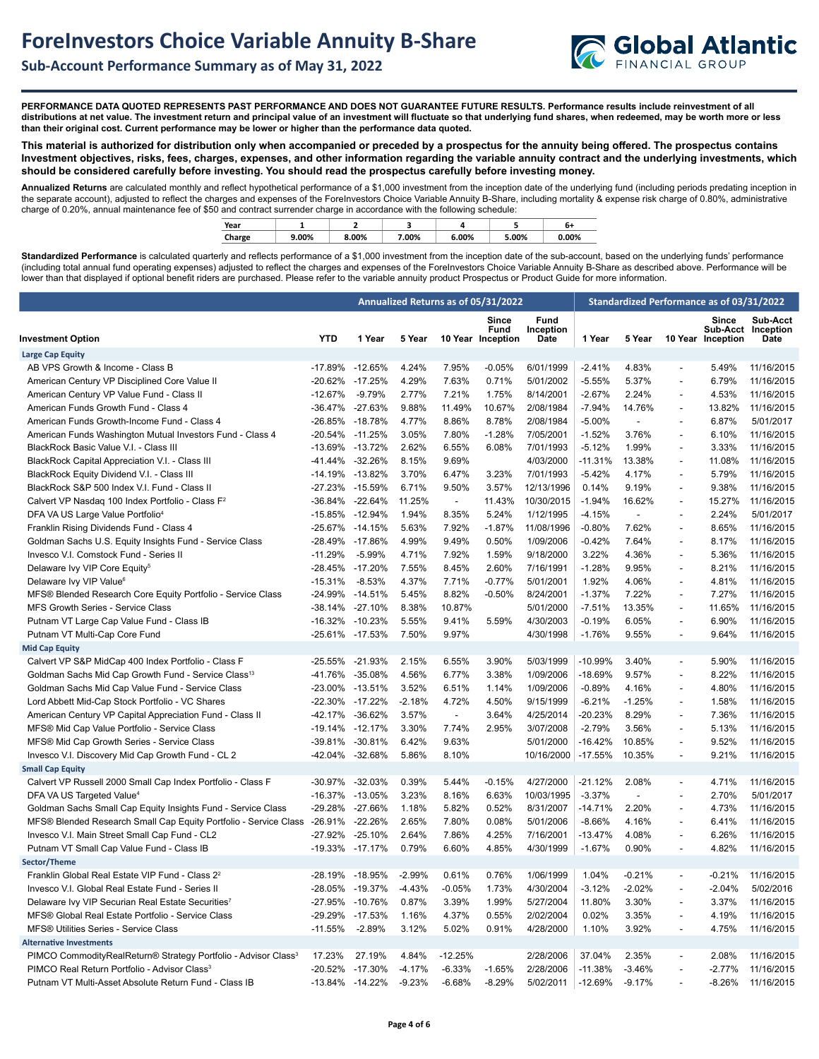# ForeInvestors Choice Variable Annuity B-Share

## Sub-Account Performance Summary as of May 31, 2022

**PERFORMANCE DATA QUOTED REPRESENTS PAST PERFORMANCE AND DOES NOT GUARANTEE FUTURE RESULTS. Performance results include reinvestment of all distributions at net value. The investment return and principal value of an investment will fluctuate so that underlying fund shares, when redeemed, may be worth more or less than their original cost. Current performance may be lower or higher than the performance data quoted.**

**This material is authorized for distribution only when accompanied or preceded by a prospectus for the annuity being offered. The prospectus contains Investment objectives, risks, fees, charges, expenses, and other information regarding the variable annuity contract and the underlying investments, which should be considered carefully before investing. You should read the prospectus carefully before investing money.**

**Annualized Returns** are calculated monthly and reflect hypothetical performance of a $1,000 investment from the inception date of the underlying fund (including periods predating inception in the separate account), adjusted to reflect the charges and expenses of the ForeInvestors Choice Variable Annuity B-Share, including mortality & expense risk charge of 0.80%, administrative charge of 0.20%, annual maintenance fee of $50 and contract surrender charge in accordance with the following schedule:

| Year | 1 | 2 | 3 | 4 | 5 | 6+ |
|---|---|---|---|---|---|---|
| Charge | 9.00% | 8.00% | 7.00% | 6.00% | 5.00% | 0.00% |

**Standardized Performance** is calculated quarterly and reflects performance of a $1,000 investment from the inception date of the sub-account, based on the underlying funds' performance (including total annual fund operating expenses) adjusted to reflect the charges and expenses of the ForeInvestors Choice Variable Annuity B-Share as described above. Performance will be lower than that displayed if optional benefit riders are purchased. Please refer to the variable annuity product Prospectus or Product Guide for more information.

| | Annualized Returns as of 05/31/2022 | | | | | | Standardized Performance as of 03/31/2022 | | | | |
|---|---|---|---|---|---|---|---|---|---|---|---|
| **Investment Option** | **YTD** | **1 Year** | **5 Year** | **10 Year** | **Since Fund Inception** | **Fund Inception Date** | **1 Year** | **5 Year** | **10 Year** | **Since Sub-Acct Inception** | **Sub-Acct Inception Date** |
| **Large Cap Equity** | | | | | | | | | | | |
| AB VPS Growth & Income - Class B | -17.89% | -12.65% | 4.24% | 7.95% | -0.05% | 6/01/1999 | -2.41% | 4.83% | - | 5.49% | 11/16/2015 |
| American Century VP Disciplined Core Value II | -20.62% | -17.25% | 4.29% | 7.63% | 0.71% | 5/01/2002 | -5.55% | 5.37% | - | 6.79% | 11/16/2015 |
| American Century VP Value Fund - Class II | -12.67% | -9.79% | 2.77% | 7.21% | 1.75% | 8/14/2001 | -2.67% | 2.24% | - | 4.53% | 11/16/2015 |
| American Funds Growth Fund - Class 4 | -36.47% | -27.63% | 9.88% | 11.49% | 10.67% | 2/08/1984 | -7.94% | 14.76% | - | 13.82% | 11/16/2015 |
| American Funds Growth-Income Fund - Class 4 | -26.85% | -18.78% | 4.77% | 8.86% | 8.78% | 2/08/1984 | -5.00% | - | - | 6.87% | 5/01/2017 |
| American Funds Washington Mutual Investors Fund - Class 4 | -20.54% | -11.25% | 3.05% | 7.80% | -1.28% | 7/05/2001 | -1.52% | 3.76% | - | 6.10% | 11/16/2015 |
| BlackRock Basic Value V.I. - Class III | -13.69% | -13.72% | 2.62% | 6.55% | 6.08% | 7/01/1993 | -5.12% | 1.99% | - | 3.33% | 11/16/2015 |
| BlackRock Capital Appreciation V.I. - Class III | -41.44% | -32.26% | 8.15% | 9.69% | | 4/03/2000 | -11.31% | 13.38% | - | 11.08% | 11/16/2015 |
| BlackRock Equity Dividend V.I. - Class III | -14.19% | -13.82% | 3.70% | 6.47% | 3.23% | 7/01/1993 | -5.42% | 4.17% | - | 5.79% | 11/16/2015 |
| BlackRock S&P 500 Index V.I. Fund - Class II | -27.23% | -15.59% | 6.71% | 9.50% | 3.57% | 12/13/1996 | 0.14% | 9.19% | - | 9.38% | 11/16/2015 |
| Calvert VP Nasdaq 100 Index Portfolio - Class F[2] | -36.84% | -22.64% | 11.25% | - | 11.43% | 10/30/2015 | -1.94% | 16.62% | - | 15.27% | 11/16/2015 |
| DFA VA US Large Value Portfolio[4] | -15.85% | -12.94% | 1.94% | 8.35% | 5.24% | 1/12/1995 | -4.15% | - | - | 2.24% | 5/01/2017 |
| Franklin Rising Dividends Fund - Class 4 | -25.67% | -14.15% | 5.63% | 7.92% | -1.87% | 11/08/1996 | -0.80% | 7.62% | - | 8.65% | 11/16/2015 |
| Goldman Sachs U.S. Equity Insights Fund - Service Class | -28.49% | -17.86% | 4.99% | 9.49% | 0.50% | 1/09/2006 | -0.42% | 7.64% | - | 8.17% | 11/16/2015 |
| Invesco V.I. Comstock Fund - Series II | -11.29% | -5.99% | 4.71% | 7.92% | 1.59% | 9/18/2000 | 3.22% | 4.36% | - | 5.36% | 11/16/2015 |
| Delaware Ivy VIP Core Equity[5] | -28.45% | -17.20% | 7.55% | 8.45% | 2.60% | 7/16/1991 | -1.28% | 9.95% | - | 8.21% | 11/16/2015 |
| Delaware Ivy VIP Value[6] | -15.31% | -8.53% | 4.37% | 7.71% | -0.77% | 5/01/2001 | 1.92% | 4.06% | - | 4.81% | 11/16/2015 |
| MFS® Blended Research Core Equity Portfolio - Service Class | -24.99% | -14.51% | 5.45% | 8.82% | -0.50% | 8/24/2001 | -1.37% | 7.22% | - | 7.27% | 11/16/2015 |
| MFS Growth Series - Service Class | -38.14% | -27.10% | 8.38% | 10.87% | | 5/01/2000 | -7.51% | 13.35% | - | 11.65% | 11/16/2015 |
| Putnam VT Large Cap Value Fund - Class IB | -16.32% | -10.23% | 5.55% | 9.41% | 5.59% | 4/30/2003 | -0.19% | 6.05% | - | 6.90% | 11/16/2015 |
| Putnam VT Multi-Cap Core Fund | -25.61% | -17.53% | 7.50% | 9.97% | | 4/30/1998 | -1.76% | 9.55% | - | 9.64% | 11/16/2015 |
| **Mid Cap Equity** | | | | | | | | | | | |
| Calvert VP S&P MidCap 400 Index Portfolio - Class F | -25.55% | -21.93% | 2.15% | 6.55% | 3.90% | 5/03/1999 | -10.99% | 3.40% | - | 5.90% | 11/16/2015 |
| Goldman Sachs Mid Cap Growth Fund - Service Class[13] | -41.76% | -35.08% | 4.56% | 6.77% | 3.38% | 1/09/2006 | -18.69% | 9.57% | - | 8.22% | 11/16/2015 |
| Goldman Sachs Mid Cap Value Fund - Service Class | -23.00% | -13.51% | 3.52% | 6.51% | 1.14% | 1/09/2006 | -0.89% | 4.16% | - | 4.80% | 11/16/2015 |
| Lord Abbett Mid-Cap Stock Portfolio - VC Shares | -22.30% | -17.22% | -2.18% | 4.72% | 4.50% | 9/15/1999 | -6.21% | -1.25% | - | 1.58% | 11/16/2015 |
| American Century VP Capital Appreciation Fund - Class II | -42.17% | -36.62% | 3.57% | - | 3.64% | 4/25/2014 | -20.23% | 8.29% | - | 7.36% | 11/16/2015 |
| MFS® Mid Cap Value Portfolio - Service Class | -19.14% | -12.17% | 3.30% | 7.74% | 2.95% | 3/07/2008 | -2.79% | 3.56% | - | 5.13% | 11/16/2015 |
| MFS® Mid Cap Growth Series - Service Class | -39.81% | -30.81% | 6.42% | 9.63% | | 5/01/2000 | -16.42% | 10.85% | - | 9.52% | 11/16/2015 |
| Invesco V.I. Discovery Mid Cap Growth Fund - CL 2 | -42.04% | -32.68% | 5.86% | 8.10% | | 10/16/2000 | -17.55% | 10.35% | - | 9.21% | 11/16/2015 |
| **Small Cap Equity** | | | | | | | | | | | |
| Calvert VP Russell 2000 Small Cap Index Portfolio - Class F | -30.97% | -32.03% | 0.39% | 5.44% | -0.15% | 4/27/2000 | -21.12% | 2.08% | - | 4.71% | 11/16/2015 |
| DFA VA US Targeted Value[4] | -16.37% | -13.05% | 3.23% | 8.16% | 6.63% | 10/03/1995 | -3.37% | - | - | 2.70% | 5/01/2017 |
| Goldman Sachs Small Cap Equity Insights Fund - Service Class | -29.28% | -27.66% | 1.18% | 5.82% | 0.52% | 8/31/2007 | -14.71% | 2.20% | - | 4.73% | 11/16/2015 |
| MFS® Blended Research Small Cap Equity Portfolio - Service Class | -26.91% | -22.26% | 2.65% | 7.80% | 0.08% | 5/01/2006 | -8.66% | 4.16% | - | 6.41% | 11/16/2015 |
| Invesco V.I. Main Street Small Cap Fund - CL2 | -27.92% | -25.10% | 2.64% | 7.86% | 4.25% | 7/16/2001 | -13.47% | 4.08% | - | 6.26% | 11/16/2015 |
| Putnam VT Small Cap Value Fund - Class IB | -19.33% | -17.17% | 0.79% | 6.60% | 4.85% | 4/30/1999 | -1.67% | 0.90% | - | 4.82% | 11/16/2015 |
| **Sector/Theme** | | | | | | | | | | | |
| Franklin Global Real Estate VIP Fund - Class 2[2] | -28.19% | -18.95% | -2.99% | 0.61% | 0.76% | 1/06/1999 | 1.04% | -0.21% | - | -0.21% | 11/16/2015 |
| Invesco V.I. Global Real Estate Fund - Series II | -28.05% | -19.37% | -4.43% | -0.05% | 1.73% | 4/30/2004 | -3.12% | -2.02% | - | -2.04% | 5/02/2016 |
| Delaware Ivy VIP Securian Real Estate Securities[7] | -27.95% | -10.76% | 0.87% | 3.39% | 1.99% | 5/27/2004 | 11.80% | 3.30% | - | 3.37% | 11/16/2015 |
| MFS® Global Real Estate Portfolio - Service Class | -29.29% | -17.53% | 1.16% | 4.37% | 0.55% | 2/02/2004 | 0.02% | 3.35% | - | 4.19% | 11/16/2015 |
| MFS® Utilities Series - Service Class | -11.55% | -2.89% | 3.12% | 5.02% | 0.91% | 4/28/2000 | 1.10% | 3.92% | - | 4.75% | 11/16/2015 |
| **Alternative Investments** | | | | | | | | | | | |
| PIMCO CommodityRealReturn® Strategy Portfolio - Advisor Class[3] | 17.23% | 27.19% | 4.84% | -12.25% | | 2/28/2006 | 37.04% | 2.35% | - | 2.08% | 11/16/2015 |
| PIMCO Real Return Portfolio - Advisor Class[3] | -20.52% | -17.30% | -4.17% | -6.33% | -1.65% | 2/28/2006 | -11.38% | -3.46% | - | -2.77% | 11/16/2015 |
| Putnam VT Multi-Asset Absolute Return Fund - Class IB | -13.84% | -14.22% | -9.23% | -6.68% | -8.29% | 5/02/2011 | -12.69% | -9.17% | - | -8.26% | 11/16/2015 |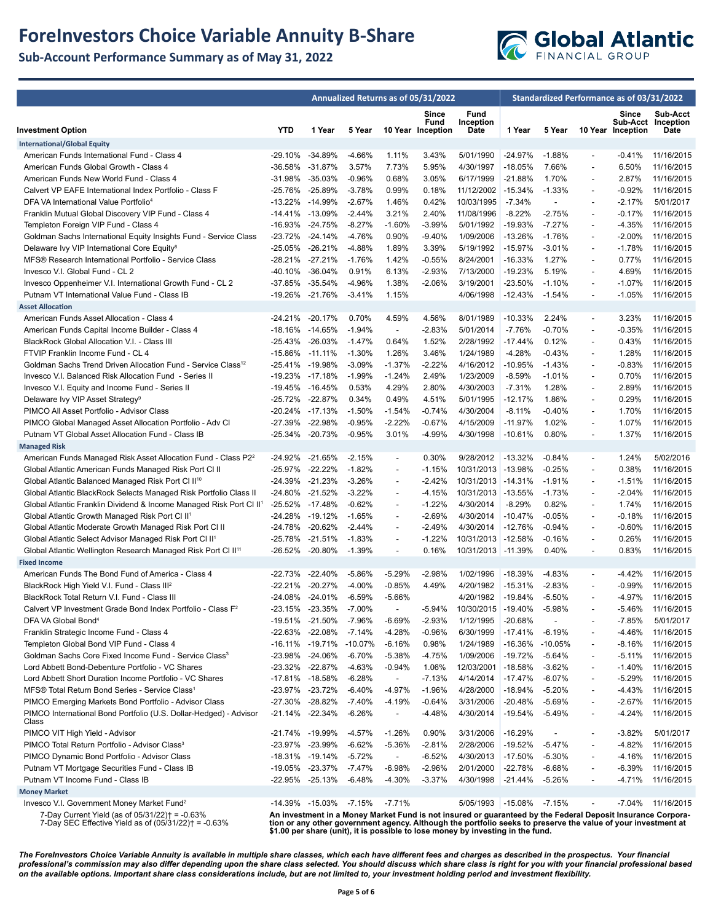# ForeInvestors Choice Variable Annuity B-Share

## Sub-Account Performance Summary as of May 31, 2022

| Investment Option | Annualized Returns as of 05/31/2022 | | | | | | Standardized Performance as of 03/31/2022 | | | | |
|---|---|---|---|---|---|---|---|---|---|---|---|
| | YTD | 1 Year | 5 Year | 10 Year | Since Fund Inception | Fund Inception Date | 1 Year | 5 Year | 10 Year | Since Sub-Acct Inception | Sub-Acct Inception Date |
| **International/Global Equity** | | | | | | | | | | | |
| American Funds International Fund - Class 4 | -29.10% | -34.89% | -4.66% | 1.11% | 3.43% | 5/01/1990 | -24.97% | -1.88% | - | -0.41% | 11/16/2015 |
| American Funds Global Growth - Class 4 | -36.58% | -31.87% | 3.57% | 7.73% | 5.95% | 4/30/1997 | -18.05% | 7.66% | - | 6.50% | 11/16/2015 |
| American Funds New World Fund - Class 4 | -31.98% | -35.03% | -0.96% | 0.68% | 3.05% | 6/17/1999 | -21.88% | 1.70% | - | 2.87% | 11/16/2015 |
| Calvert VP EAFE International Index Portfolio - Class F | -25.76% | -25.89% | -3.78% | 0.99% | 0.18% | 11/12/2002 | -15.34% | -1.33% | - | -0.92% | 11/16/2015 |
| DFA VA International Value Portfolio[4] | -13.22% | -14.99% | -2.67% | 1.46% | 0.42% | 10/03/1995 | -7.34% | - | - | -2.17% | 5/01/2017 |
| Franklin Mutual Global Discovery VIP Fund - Class 4 | -14.41% | -13.09% | -2.44% | 3.21% | 2.40% | 11/08/1996 | -8.22% | -2.75% | - | -0.17% | 11/16/2015 |
| Templeton Foreign VIP Fund - Class 4 | -16.93% | -24.75% | -8.27% | -1.60% | -3.99% | 5/01/1992 | -19.93% | -7.27% | - | -4.35% | 11/16/2015 |
| Goldman Sachs International Equity Insights Fund - Service Class | -23.72% | -24.14% | -4.76% | 0.90% | -9.40% | 1/09/2006 | -13.26% | -1.76% | - | -2.00% | 11/16/2015 |
| Delaware Ivy VIP International Core Equity[8] | -25.05% | -26.21% | -4.88% | 1.89% | 3.39% | 5/19/1992 | -15.97% | -3.01% | - | -1.78% | 11/16/2015 |
| MFS® Research International Portfolio - Service Class | -28.21% | -27.21% | -1.76% | 1.42% | -0.55% | 8/24/2001 | -16.33% | 1.27% | - | 0.77% | 11/16/2015 |
| Invesco V.I. Global Fund - CL 2 | -40.10% | -36.04% | 0.91% | 6.13% | -2.93% | 7/13/2000 | -19.23% | 5.19% | - | 4.69% | 11/16/2015 |
| Invesco Oppenheimer V.I. International Growth Fund - CL 2 | -37.85% | -35.54% | -4.96% | 1.38% | -2.06% | 3/19/2001 | -23.50% | -1.10% | - | -1.07% | 11/16/2015 |
| Putnam VT International Value Fund - Class IB | -19.26% | -21.76% | -3.41% | 1.15% | | 4/06/1998 | -12.43% | -1.54% | - | -1.05% | 11/16/2015 |
| **Asset Allocation** | | | | | | | | | | | |
| American Funds Asset Allocation - Class 4 | -24.21% | -20.17% | 0.70% | 4.59% | 4.56% | 8/01/1989 | -10.33% | 2.24% | - | 3.23% | 11/16/2015 |
| American Funds Capital Income Builder - Class 4 | -18.16% | -14.65% | -1.94% | - | -2.83% | 5/01/2014 | -7.76% | -0.70% | - | -0.35% | 11/16/2015 |
| BlackRock Global Allocation V.I. - Class III | -25.43% | -26.03% | -1.47% | 0.64% | 1.52% | 2/28/1992 | -17.44% | 0.12% | - | 0.43% | 11/16/2015 |
| FTVIP Franklin Income Fund - CL 4 | -15.86% | -11.11% | -1.30% | 1.26% | 3.46% | 1/24/1989 | -4.28% | -0.43% | - | 1.28% | 11/16/2015 |
| Goldman Sachs Trend Driven Allocation Fund - Service Class[12] | -25.41% | -19.98% | -3.09% | -1.37% | -2.22% | 4/16/2012 | -10.95% | -1.43% | - | -0.83% | 11/16/2015 |
| Invesco V.I. Balanced Risk Allocation Fund - Series II | -19.23% | -17.18% | -1.99% | -1.24% | 2.49% | 1/23/2009 | -8.59% | -1.01% | - | 0.70% | 11/16/2015 |
| Invesco V.I. Equity and Income Fund - Series II | -19.45% | -16.45% | 0.53% | 4.29% | 2.80% | 4/30/2003 | -7.31% | 1.28% | - | 2.89% | 11/16/2015 |
| Delaware Ivy VIP Asset Strategy[9] | -25.72% | -22.87% | 0.34% | 0.49% | 4.51% | 5/01/1995 | -12.17% | 1.86% | - | 0.29% | 11/16/2015 |
| PIMCO All Asset Portfolio - Advisor Class | -20.24% | -17.13% | -1.50% | -1.54% | -0.74% | 4/30/2004 | -8.11% | -0.40% | - | 1.70% | 11/16/2015 |
| PIMCO Global Managed Asset Allocation Portfolio - Adv Cl | -27.39% | -22.98% | -0.95% | -2.22% | -0.67% | 4/15/2009 | -11.97% | 1.02% | - | 1.07% | 11/16/2015 |
| Putnam VT Global Asset Allocation Fund - Class IB | -25.34% | -20.73% | -0.95% | 3.01% | -4.99% | 4/30/1998 | -10.61% | 0.80% | - | 1.37% | 11/16/2015 |
| **Managed Risk** | | | | | | | | | | | |
| American Funds Managed Risk Asset Allocation Fund - Class P2[2] | -24.92% | -21.65% | -2.15% | - | 0.30% | 9/28/2012 | -13.32% | -0.84% | - | 1.24% | 5/02/2016 |
| Global Atlantic American Funds Managed Risk Port Cl II | -25.97% | -22.22% | -1.82% | - | -1.15% | 10/31/2013 | -13.98% | -0.25% | - | 0.38% | 11/16/2015 |
| Global Atlantic Balanced Managed Risk Port Cl II[10] | -24.39% | -21.23% | -3.26% | - | -2.42% | 10/31/2013 | -14.31% | -1.91% | - | -1.51% | 11/16/2015 |
| Global Atlantic BlackRock Selects Managed Risk Portfolio Class II | -24.80% | -21.52% | -3.22% | - | -4.15% | 10/31/2013 | -13.55% | -1.73% | - | -2.04% | 11/16/2015 |
| Global Atlantic Franklin Dividend & Income Managed Risk Port Cl II[1] | -25.52% | -17.48% | -0.62% | - | -1.22% | 4/30/2014 | -8.29% | 0.82% | - | 1.74% | 11/16/2015 |
| Global Atlantic Growth Managed Risk Port Cl II[1] | -24.28% | -19.12% | -1.65% | - | -2.69% | 4/30/2014 | -10.47% | -0.05% | - | -0.18% | 11/16/2015 |
| Global Atlantic Moderate Growth Managed Risk Port Cl II | -24.78% | -20.62% | -2.44% | - | -2.49% | 4/30/2014 | -12.76% | -0.94% | - | -0.60% | 11/16/2015 |
| Global Atlantic Select Advisor Managed Risk Port Cl II[1] | -25.78% | -21.51% | -1.83% | - | -1.22% | 10/31/2013 | -12.58% | -0.16% | - | 0.26% | 11/16/2015 |
| Global Atlantic Wellington Research Managed Risk Port Cl II[11] | -26.52% | -20.80% | -1.39% | - | 0.16% | 10/31/2013 | -11.39% | 0.40% | - | 0.83% | 11/16/2015 |
| **Fixed Income** | | | | | | | | | | | |
| American Funds The Bond Fund of America - Class 4 | -22.73% | -22.40% | -5.86% | -5.29% | -2.98% | 1/02/1996 | -18.39% | -4.83% | - | -4.42% | 11/16/2015 |
| BlackRock High Yield V.I. Fund - Class III[2] | -22.21% | -20.27% | -4.00% | -0.85% | 4.49% | 4/20/1982 | -15.31% | -2.83% | - | -0.99% | 11/16/2015 |
| BlackRock Total Return V.I. Fund - Class III | -24.08% | -24.01% | -6.59% | -5.66% | | 4/20/1982 | -19.84% | -5.50% | - | -4.97% | 11/16/2015 |
| Calvert VP Investment Grade Bond Index Portfolio - Class F[2] | -23.15% | -23.35% | -7.00% | - | -5.94% | 10/30/2015 | -19.40% | -5.98% | - | -5.46% | 11/16/2015 |
| DFA VA Global Bond[4] | -19.51% | -21.50% | -7.96% | -6.69% | -2.93% | 1/12/1995 | -20.68% | - | - | -7.85% | 5/01/2017 |
| Franklin Strategic Income Fund - Class 4 | -22.63% | -22.08% | -7.14% | -4.28% | -0.96% | 6/30/1999 | -17.41% | -6.19% | - | -4.46% | 11/16/2015 |
| Templeton Global Bond VIP Fund - Class 4 | -16.11% | -19.71% | -10.07% | -6.16% | 0.98% | 1/24/1989 | -16.36% | -10.05% | - | -8.16% | 11/16/2015 |
| Goldman Sachs Core Fixed Income Fund - Service Class[3] | -23.98% | -24.06% | -6.70% | -5.38% | -4.75% | 1/09/2006 | -19.72% | -5.64% | - | -5.11% | 11/16/2015 |
| Lord Abbett Bond-Debenture Portfolio - VC Shares | -23.32% | -22.87% | -4.63% | -0.94% | 1.06% | 12/03/2001 | -18.58% | -3.62% | - | -1.40% | 11/16/2015 |
| Lord Abbett Short Duration Income Portfolio - VC Shares | -17.81% | -18.58% | -6.28% | - | -7.13% | 4/14/2014 | -17.47% | -6.07% | - | -5.29% | 11/16/2015 |
| MFS® Total Return Bond Series - Service Class[1] | -23.97% | -23.72% | -6.40% | -4.97% | -1.96% | 4/28/2000 | -18.94% | -5.20% | - | -4.43% | 11/16/2015 |
| PIMCO Emerging Markets Bond Portfolio - Advisor Class | -27.30% | -28.82% | -7.40% | -4.19% | -0.64% | 3/31/2006 | -20.48% | -5.69% | - | -2.67% | 11/16/2015 |
| PIMCO International Bond Portfolio (U.S. Dollar-Hedged) - Advisor Class | -21.14% | -22.34% | -6.26% | - | -4.48% | 4/30/2014 | -19.54% | -5.49% | - | -4.24% | 11/16/2015 |
| PIMCO VIT High Yield - Advisor | -21.74% | -19.99% | -4.57% | -1.26% | 0.90% | 3/31/2006 | -16.29% | - | - | -3.82% | 5/01/2017 |
| PIMCO Total Return Portfolio - Advisor Class[3] | -23.97% | -23.99% | -6.62% | -5.36% | -2.81% | 2/28/2006 | -19.52% | -5.47% | - | -4.82% | 11/16/2015 |
| PIMCO Dynamic Bond Portfolio - Advisor Class | -18.31% | -19.14% | -5.72% | - | -6.52% | 4/30/2013 | -17.50% | -5.30% | - | -4.16% | 11/16/2015 |
| Putnam VT Mortgage Securities Fund - Class IB | -19.05% | -23.37% | -7.47% | -6.98% | -2.96% | 2/01/2000 | -22.78% | -6.68% | - | -6.39% | 11/16/2015 |
| Putnam VT Income Fund - Class IB | -22.95% | -25.13% | -6.48% | -4.30% | -3.37% | 4/30/1998 | -21.44% | -5.26% | - | -4.71% | 11/16/2015 |
| **Money Market** | | | | | | | | | | | |
| Invesco V.I. Government Money Market Fund[2] | -14.39% | -15.03% | -7.15% | -7.71% | | 5/05/1993 | -15.08% | -7.15% | - | -7.04% | 11/16/2015 |

7-Day Current Yield (as of 05/31/22)† = -0.63%
7-Day SEC Effective Yield as of (05/31/22)† = -0.63%

**An investment in a Money Market Fund is not insured or guaranteed by the Federal Deposit Insurance Corporation or any other government agency. Although the portfolio seeks to preserve the value of your investment at $1.00 per share (unit), it is possible to lose money by investing in the fund.**

***The ForeInvestors Choice Variable Annuity is available in multiple share classes, which each have different fees and charges as described in the prospectus. Your financial professional's commission may also differ depending upon the share class selected. You should discuss which share class is right for you with your financial professional based on the available options. Important share class considerations include, but are not limited to, your investment holding period and investment flexibility.***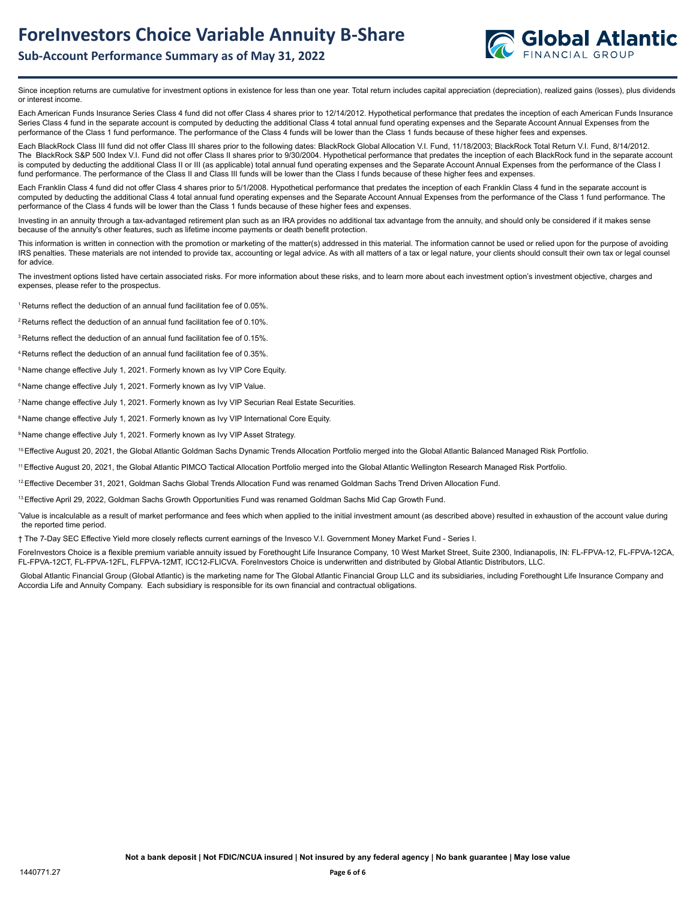Since inception returns are cumulative for investment options in existence for less than one year. Total return includes capital appreciation (depreciation), realized gains (losses), plus dividends or interest income.

Each American Funds Insurance Series Class 4 fund did not offer Class 4 shares prior to 12/14/2012. Hypothetical performance that predates the inception of each American Funds Insurance Series Class 4 fund in the separate account is computed by deducting the additional Class 4 total annual fund operating expenses and the Separate Account Annual Expenses from the performance of the Class 1 fund performance. The performance of the Class 4 funds will be lower than the Class 1 funds because of these higher fees and expenses.

Each BlackRock Class III fund did not offer Class III shares prior to the following dates: BlackRock Global Allocation V.I. Fund, 11/18/2003; BlackRock Total Return V.I. Fund, 8/14/2012. The BlackRock S&P 500 Index V.I. Fund did not offer Class II shares prior to 9/30/2004. Hypothetical performance that predates the inception of each BlackRock fund in the separate account is computed by deducting the additional Class II or III (as applicable) total annual fund operating expenses and the Separate Account Annual Expenses from the performance of the Class I fund performance. The performance of the Class II and Class III funds will be lower than the Class I funds because of these higher fees and expenses.

Each Franklin Class 4 fund did not offer Class 4 shares prior to 5/1/2008. Hypothetical performance that predates the inception of each Franklin Class 4 fund in the separate account is computed by deducting the additional Class 4 total annual fund operating expenses and the Separate Account Annual Expenses from the performance of the Class 1 fund performance. The performance of the Class 4 funds will be lower than the Class 1 funds because of these higher fees and expenses.

Investing in an annuity through a tax-advantaged retirement plan such as an IRA provides no additional tax advantage from the annuity, and should only be considered if it makes sense because of the annuity's other features, such as lifetime income payments or death benefit protection.

This information is written in connection with the promotion or marketing of the matter(s) addressed in this material. The information cannot be used or relied upon for the purpose of avoiding IRS penalties. These materials are not intended to provide tax, accounting or legal advice. As with all matters of a tax or legal nature, your clients should consult their own tax or legal counsel for advice.

The investment options listed have certain associated risks. For more information about these risks, and to learn more about each investment option's investment objective, charges and expenses, please refer to the prospectus.

[1] Returns reflect the deduction of an annual fund facilitation fee of 0.05%.

[2] Returns reflect the deduction of an annual fund facilitation fee of 0.10%.

[3] Returns reflect the deduction of an annual fund facilitation fee of 0.15%.

[4] Returns reflect the deduction of an annual fund facilitation fee of 0.35%.

[5] Name change effective July 1, 2021. Formerly known as Ivy VIP Core Equity.

[6] Name change effective July 1, 2021. Formerly known as Ivy VIP Value.

[7] Name change effective July 1, 2021. Formerly known as Ivy VIP Securian Real Estate Securities.

[8] Name change effective July 1, 2021. Formerly known as Ivy VIP International Core Equity.

[9] Name change effective July 1, 2021. Formerly known as Ivy VIP Asset Strategy.

[10] Effective August 20, 2021, the Global Atlantic Goldman Sachs Dynamic Trends Allocation Portfolio merged into the Global Atlantic Balanced Managed Risk Portfolio.

[11] Effective August 20, 2021, the Global Atlantic PIMCO Tactical Allocation Portfolio merged into the Global Atlantic Wellington Research Managed Risk Portfolio.

[12] Effective December 31, 2021, Goldman Sachs Global Trends Allocation Fund was renamed Goldman Sachs Trend Driven Allocation Fund.

[13] Effective April 29, 2022, Goldman Sachs Growth Opportunities Fund was renamed Goldman Sachs Mid Cap Growth Fund.

[*] Value is incalculable as a result of market performance and fees which when applied to the initial investment amount (as described above) resulted in exhaustion of the account value during the reported time period.

† The 7-Day SEC Effective Yield more closely reflects current earnings of the Invesco V.I. Government Money Market Fund - Series I.

ForeInvestors Choice is a flexible premium variable annuity issued by Forethought Life Insurance Company, 10 West Market Street, Suite 2300, Indianapolis, IN: FL-FPVA-12, FL-FPVA-12CA, FL-FPVA-12CT, FL-FPVA-12FL, FLFPVA-12MT, ICC12-FLICVA. ForeInvestors Choice is underwritten and distributed by Global Atlantic Distributors, LLC.

Global Atlantic Financial Group (Global Atlantic) is the marketing name for The Global Atlantic Financial Group LLC and its subsidiaries, including Forethought Life Insurance Company and Accordia Life and Annuity Company. Each subsidiary is responsible for its own financial and contractual obligations.

**Not a bank deposit | Not FDIC/NCUA insured | Not insured by any federal agency | No bank guarantee | May lose value**

1440771.27